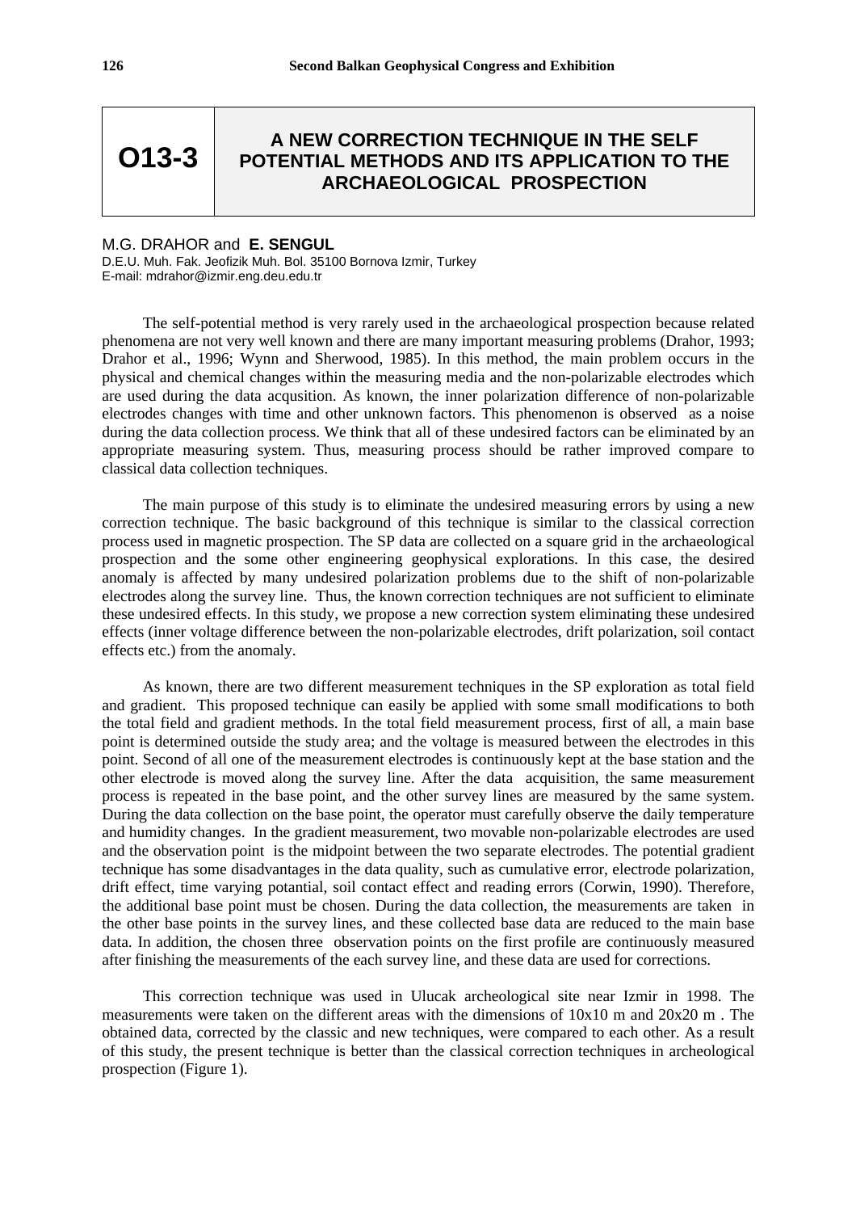# O13-3

## A NEW CORRECTION TECHNIQUE IN THE SELF POTENTIAL METHODS AND ITS APPLICATION TO THE ARCHAEOLOGICAL PROSPECTION

M.G. DRAHOR and **E. SENGUL**
D.E.U. Muh. Fak. Jeofizik Muh. Bol. 35100 Bornova Izmir, Turkey
E-mail: mdrahor@izmir.eng.deu.edu.tr

The self-potential method is very rarely used in the archaeological prospection because related phenomena are not very well known and there are many important measuring problems (Drahor, 1993; Drahor et al., 1996; Wynn and Sherwood, 1985). In this method, the main problem occurs in the physical and chemical changes within the measuring media and the non-polarizable electrodes which are used during the data acqusition. As known, the inner polarization difference of non-polarizable electrodes changes with time and other unknown factors. This phenomenon is observed as a noise during the data collection process. We think that all of these undesired factors can be eliminated by an appropriate measuring system. Thus, measuring process should be rather improved compare to classical data collection techniques.

The main purpose of this study is to eliminate the undesired measuring errors by using a new correction technique. The basic background of this technique is similar to the classical correction process used in magnetic prospection. The SP data are collected on a square grid in the archaeological prospection and the some other engineering geophysical explorations. In this case, the desired anomaly is affected by many undesired polarization problems due to the shift of non-polarizable electrodes along the survey line. Thus, the known correction techniques are not sufficient to eliminate these undesired effects. In this study, we propose a new correction system eliminating these undesired effects (inner voltage difference between the non-polarizable electrodes, drift polarization, soil contact effects etc.) from the anomaly.

As known, there are two different measurement techniques in the SP exploration as total field and gradient. This proposed technique can easily be applied with some small modifications to both the total field and gradient methods. In the total field measurement process, first of all, a main base point is determined outside the study area; and the voltage is measured between the electrodes in this point. Second of all one of the measurement electrodes is continuously kept at the base station and the other electrode is moved along the survey line. After the data acquisition, the same measurement process is repeated in the base point, and the other survey lines are measured by the same system. During the data collection on the base point, the operator must carefully observe the daily temperature and humidity changes. In the gradient measurement, two movable non-polarizable electrodes are used and the observation point is the midpoint between the two separate electrodes. The potential gradient technique has some disadvantages in the data quality, such as cumulative error, electrode polarization, drift effect, time varying potential, soil contact effect and reading errors (Corwin, 1990). Therefore, the additional base point must be chosen. During the data collection, the measurements are taken in the other base points in the survey lines, and these collected base data are reduced to the main base data. In addition, the chosen three observation points on the first profile are continuously measured after finishing the measurements of the each survey line, and these data are used for corrections.

This correction technique was used in Ulucak archeological site near Izmir in 1998. The measurements were taken on the different areas with the dimensions of 10x10 m and 20x20 m . The obtained data, corrected by the classic and new techniques, were compared to each other. As a result of this study, the present technique is better than the classical correction techniques in archeological prospection (Figure 1).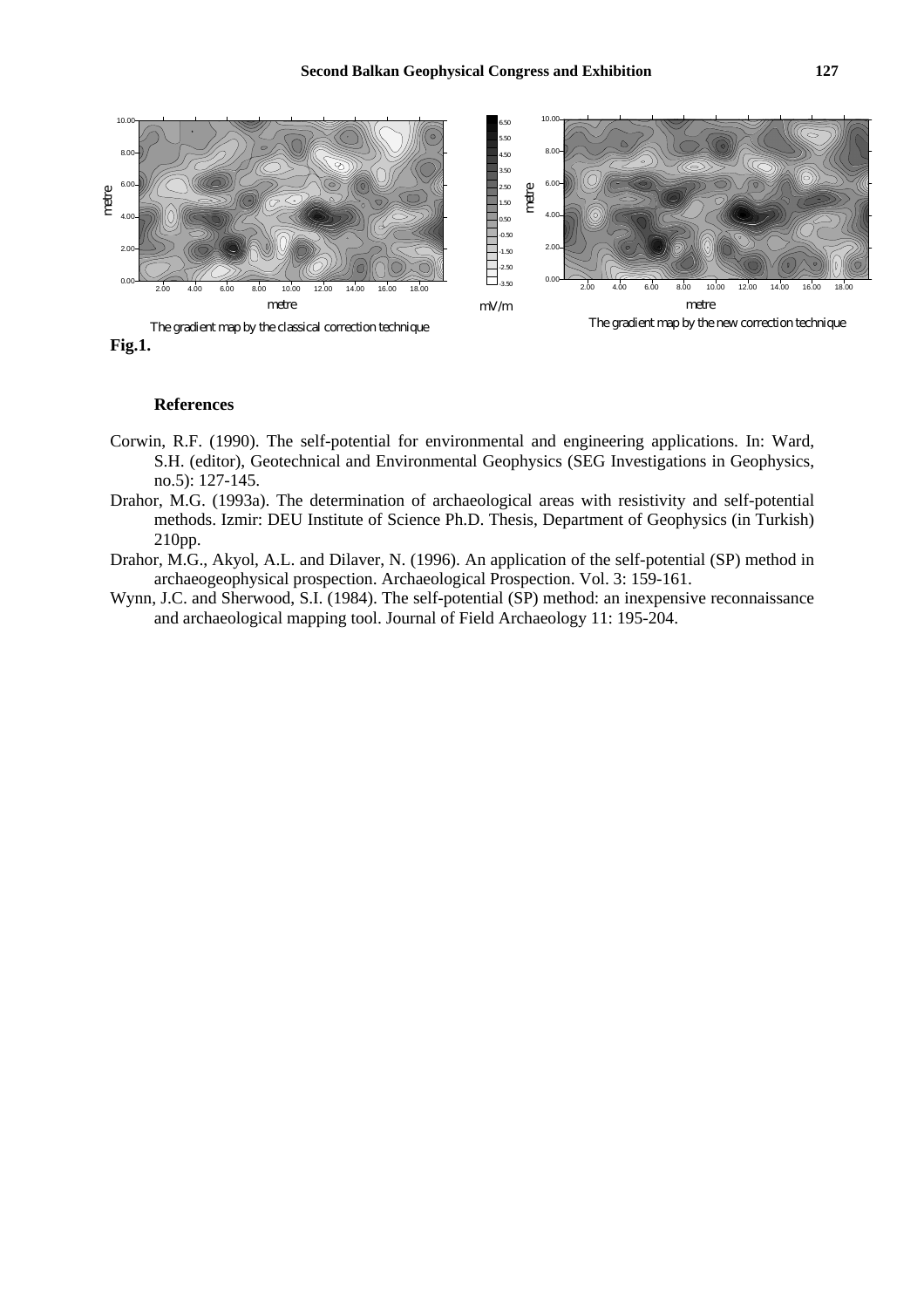10.00
8.00
6.00
4.00
2.00
0.00
metre
2.00 4.00 6.00 8.00 10.00 12.00 14.00 16.00 18.00
metre

6.50
5.50
4.50
3.50
2.50
1.50
0.50
-0.50
-1.50
-2.50
-3.50
mV/m

10.00
8.00
6.00
4.00
2.00
0.00
metre
2.00 4.00 6.00 8.00 10.00 12.00 14.00 16.00 18.00
metre

The gradient map by the classical correction technique

The gradient map by the new correction technique

**Fig.1.**

## References

Corwin, R.F. (1990). The self-potential for environmental and engineering applications. In: Ward, S.H. (editor), Geotechnical and Environmental Geophysics (SEG Investigations in Geophysics, no.5): 127-145.

Drahor, M.G. (1993a). The determination of archaeological areas with resistivity and self-potential methods. Izmir: DEU Institute of Science Ph.D. Thesis, Department of Geophysics (in Turkish) 210pp.

Drahor, M.G., Akyol, A.L. and Dilaver, N. (1996). An application of the self-potential (SP) method in archaeogeophysical prospection. Archaeological Prospection. Vol. 3: 159-161.

Wynn, J.C. and Sherwood, S.I. (1984). The self-potential (SP) method: an inexpensive reconnaissance and archaeological mapping tool. Journal of Field Archaeology 11: 195-204.